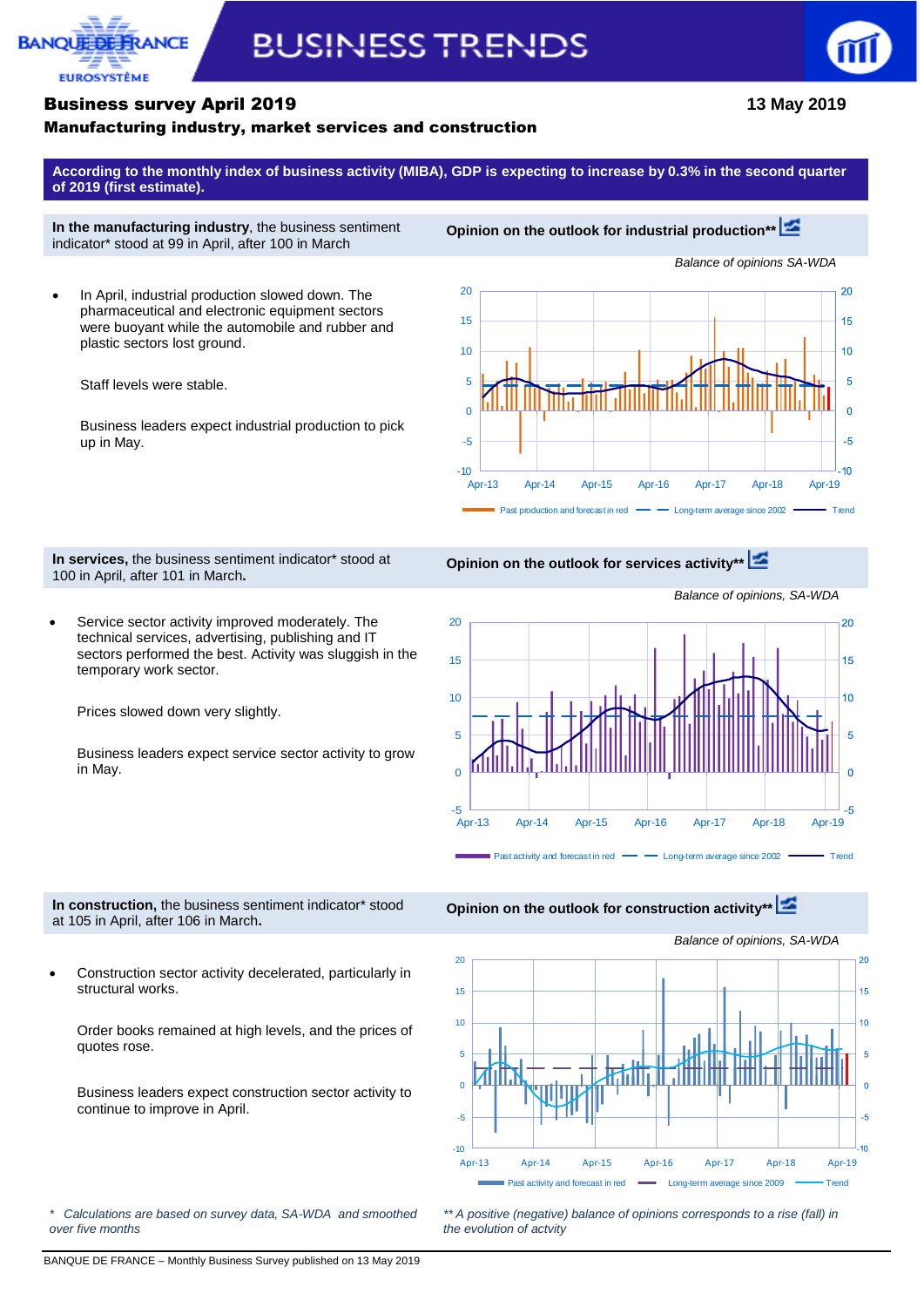# BUSINESS TRENDS

## Business survey April 2019

**13 May 2019**

### Manufacturing industry, market services and construction

**According to the monthly index of business activity (MIBA), GDP is expecting to increase by 0.3% in the second quarter of 2019 (first estimate).**

**In the manufacturing industry**, the business sentiment indicator* stood at 99 in April, after 100 in March

- In April, industrial production slowed down. The pharmaceutical and electronic equipment sectors were buoyant while the automobile and rubber and plastic sectors lost ground.

  Staff levels were stable.

  Business leaders expect industrial production to pick up in May.

**Opinion on the outlook for industrial production****

*Balance of opinions SA-WDA*

Past production and forecast in red — Long-term average since 2002 — Trend

**In services,** the business sentiment indicator* stood at 100 in April, after 101 in March**.**

- Service sector activity improved moderately. The technical services, advertising, publishing and IT sectors performed the best. Activity was sluggish in the temporary work sector.

  Prices slowed down very slightly.

  Business leaders expect service sector activity to grow in May.

**Opinion on the outlook for services activity****

*Balance of opinions, SA-WDA*

Past activity and forecast in red — Long-term average since 2002 — Trend

**In construction,** the business sentiment indicator* stood at 105 in April, after 106 in March**.**

- Construction sector activity decelerated, particularly in structural works.

  Order books remained at high levels, and the prices of quotes rose.

  Business leaders expect construction sector activity to continue to improve in April.

**Opinion on the outlook for construction activity****

*Balance of opinions, SA-WDA*

Past activity and forecast in red — Long-term average since 2009 — Trend

*\* Calculations are based on survey data, SA-WDA and smoothed over five months*

*\*\* A positive (negative) balance of opinions corresponds to a rise (fall) in the evolution of actvity*

BANQUE DE FRANCE – Monthly Business Survey published on 13 May 2019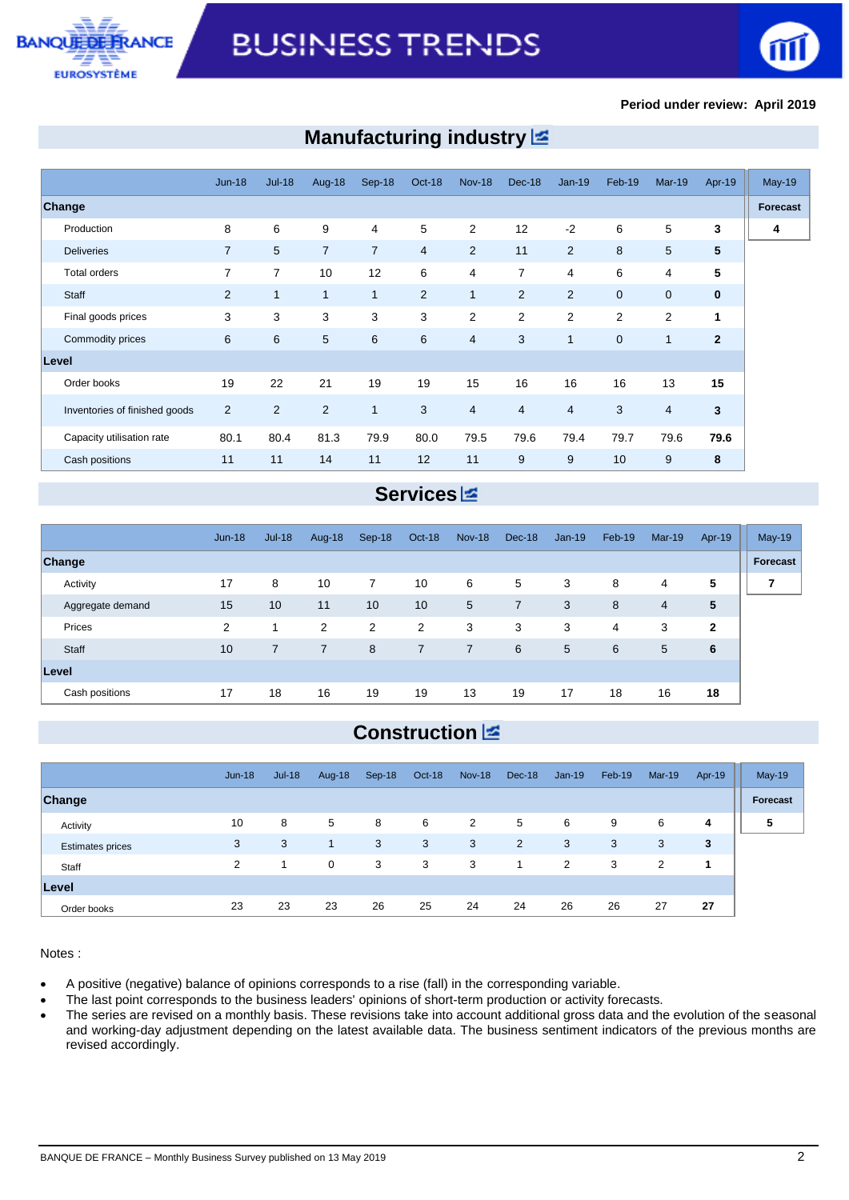Period under review: April 2019

## Manufacturing industry

| | Jun-18 | Jul-18 | Aug-18 | Sep-18 | Oct-18 | Nov-18 | Dec-18 | Jan-19 | Feb-19 | Mar-19 | Apr-19 | May-19 |
|---|---|---|---|---|---|---|---|---|---|---|---|---|
| **Change** | | | | | | | | | | | | **Forecast** |
| Production | 8 | 6 | 9 | 4 | 5 | 2 | 12 | -2 | 6 | 5 | **3** | **4** |
| Deliveries | 7 | 5 | 7 | 7 | 4 | 2 | 11 | 2 | 8 | 5 | **5** | |
| Total orders | 7 | 7 | 10 | 12 | 6 | 4 | 7 | 4 | 6 | 4 | **5** | |
| Staff | 2 | 1 | 1 | 1 | 2 | 1 | 2 | 2 | 0 | 0 | **0** | |
| Final goods prices | 3 | 3 | 3 | 3 | 3 | 2 | 2 | 2 | 2 | 2 | **1** | |
| Commodity prices | 6 | 6 | 5 | 6 | 6 | 4 | 3 | 1 | 0 | 1 | **2** | |
| **Level** | | | | | | | | | | | | |
| Order books | 19 | 22 | 21 | 19 | 19 | 15 | 16 | 16 | 16 | 13 | **15** | |
| Inventories of finished goods | 2 | 2 | 2 | 1 | 3 | 4 | 4 | 4 | 3 | 4 | **3** | |
| Capacity utilisation rate | 80.1 | 80.4 | 81.3 | 79.9 | 80.0 | 79.5 | 79.6 | 79.4 | 79.7 | 79.6 | **79.6** | |
| Cash positions | 11 | 11 | 14 | 11 | 12 | 11 | 9 | 9 | 10 | 9 | **8** | |

## Services

| | Jun-18 | Jul-18 | Aug-18 | Sep-18 | Oct-18 | Nov-18 | Dec-18 | Jan-19 | Feb-19 | Mar-19 | Apr-19 | May-19 |
|---|---|---|---|---|---|---|---|---|---|---|---|---|
| **Change** | | | | | | | | | | | | **Forecast** |
| Activity | 17 | 8 | 10 | 7 | 10 | 6 | 5 | 3 | 8 | 4 | **5** | **7** |
| Aggregate demand | 15 | 10 | 11 | 10 | 10 | 5 | 7 | 3 | 8 | 4 | **5** | |
| Prices | 2 | 1 | 2 | 2 | 2 | 3 | 3 | 3 | 4 | 3 | **2** | |
| Staff | 10 | 7 | 7 | 8 | 7 | 7 | 6 | 5 | 6 | 5 | **6** | |
| **Level** | | | | | | | | | | | | |
| Cash positions | 17 | 18 | 16 | 19 | 19 | 13 | 19 | 17 | 18 | 16 | **18** | |

## Construction

| | Jun-18 | Jul-18 | Aug-18 | Sep-18 | Oct-18 | Nov-18 | Dec-18 | Jan-19 | Feb-19 | Mar-19 | Apr-19 | May-19 |
|---|---|---|---|---|---|---|---|---|---|---|---|---|
| **Change** | | | | | | | | | | | | **Forecast** |
| Activity | 10 | 8 | 5 | 8 | 6 | 2 | 5 | 6 | 9 | 6 | **4** | **5** |
| Estimates prices | 3 | 3 | 1 | 3 | 3 | 3 | 2 | 3 | 3 | 3 | **3** | |
| Staff | 2 | 1 | 0 | 3 | 3 | 3 | 1 | 2 | 3 | 2 | **1** | |
| **Level** | | | | | | | | | | | | |
| Order books | 23 | 23 | 23 | 26 | 25 | 24 | 24 | 26 | 26 | 27 | **27** | |

Notes :

- A positive (negative) balance of opinions corresponds to a rise (fall) in the corresponding variable.
- The last point corresponds to the business leaders' opinions of short-term production or activity forecasts.
- The series are revised on a monthly basis. These revisions take into account additional gross data and the evolution of the seasonal and working-day adjustment depending on the latest available data. The business sentiment indicators of the previous months are revised accordingly.

BANQUE DE FRANCE – Monthly Business Survey published on 13 May 2019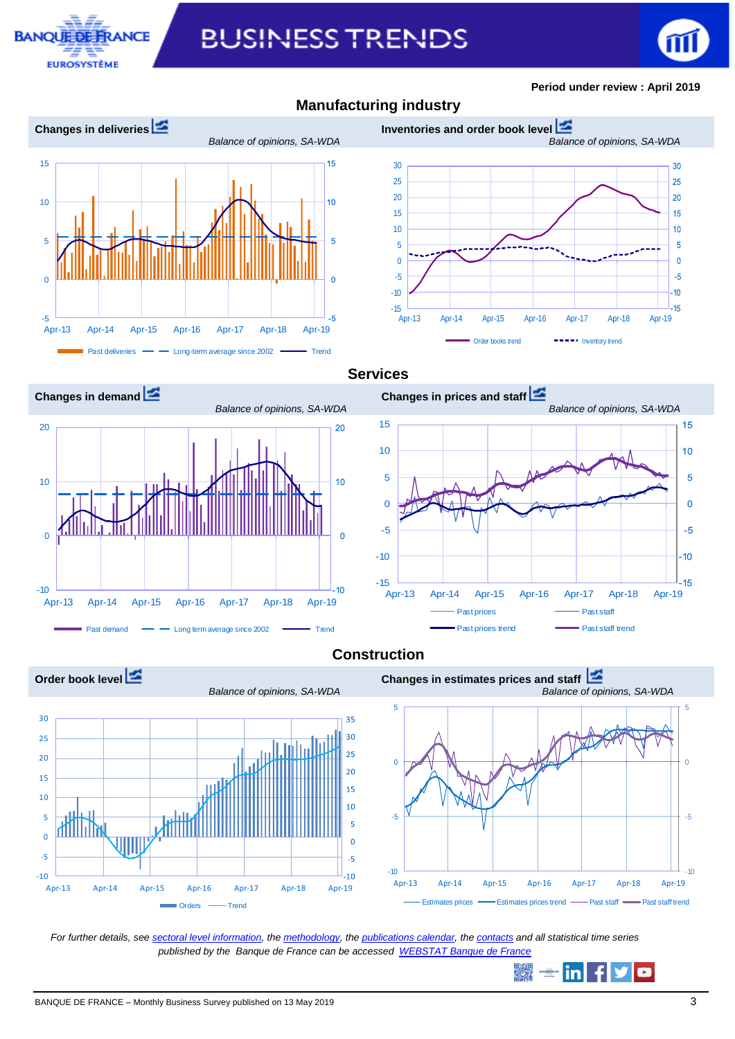**Period under review : April 2019**

## Manufacturing industry

### Changes in deliveries

*Balance of opinions, SA-WDA*

15
10
5
0
-5
Apr-13 Apr-14 Apr-15 Apr-16 Apr-17 Apr-18 Apr-19

Past deliveries — Long-term average since 2002 — Trend

### Inventories and order book level

*Balance of opinions, SA-WDA*

30
25
20
15
10
5
0
-5
-10
-15
Apr-13 Apr-14 Apr-15 Apr-16 Apr-17 Apr-18 Apr-19

Order books trend — Inventory trend

## Services

### Changes in demand

*Balance of opinions, SA-WDA*

20
10
0
-10
Apr-13 Apr-14 Apr-15 Apr-16 Apr-17 Apr-18 Apr-19

Past demand — Long term average since 2002 — Trend

### Changes in prices and staff

*Balance of opinions, SA-WDA*

15
10
5
0
-5
-10
-15
Apr-13 Apr-14 Apr-15 Apr-16 Apr-17 Apr-18 Apr-19

Past prices — Past staff — Past prices trend — Past staff trend

## Construction

### Order book level

*Balance of opinions, SA-WDA*

30 / 35
25 / 30
20 / 25
15 / 20
10 / 15
5 / 10
0 / 5
-5 / 0
-10 / -5
-10
Apr-13 Apr-14 Apr-15 Apr-16 Apr-17 Apr-18 Apr-19

Orders — Trend

### Changes in estimates prices and staff

*Balance of opinions, SA-WDA*

5
0
-5
-10
Apr-13 Apr-14 Apr-15 Apr-16 Apr-17 Apr-18 Apr-19

Estimates prices — Estimates prices trend — Past staff — Past staff trend

*For further details, see sectoral level information, the methodology, the publications calendar, the contacts and all statistical time series published by the Banque de France can be accessed WEBSTAT Banque de France*

BANQUE DE FRANCE – Monthly Business Survey published on 13 May 2019